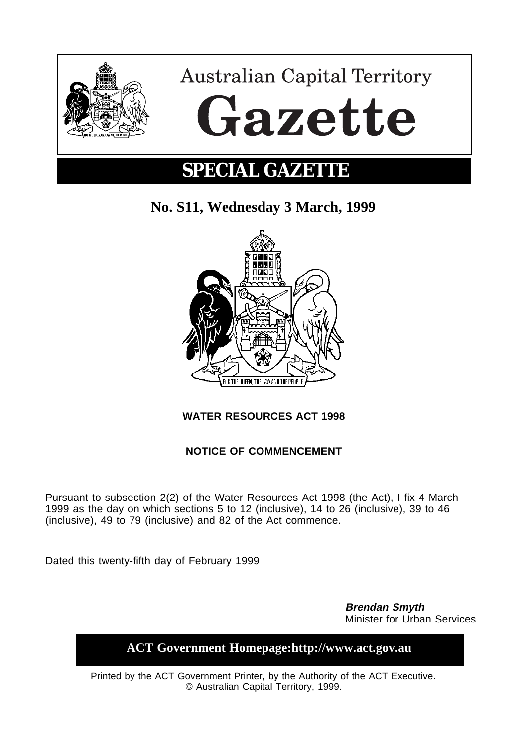# Australian Capital Territory

# Gazette

## SPECIAL GAZETTE

**No. S11, Wednesday 3 March, 1999**

**WATER RESOURCES ACT 1998**

**NOTICE OF COMMENCEMENT**

Pursuant to subsection 2(2) of the Water Resources Act 1998 (the Act), I fix 4 March 1999 as the day on which sections 5 to 12 (inclusive), 14 to 26 (inclusive), 39 to 46 (inclusive), 49 to 79 (inclusive) and 82 of the Act commence.

Dated this twenty-fifth day of February 1999

***Brendan Smyth***
Minister for Urban Services

**ACT Government Homepage:http://www.act.gov.au**

Printed by the ACT Government Printer, by the Authority of the ACT Executive.
© Australian Capital Territory, 1999.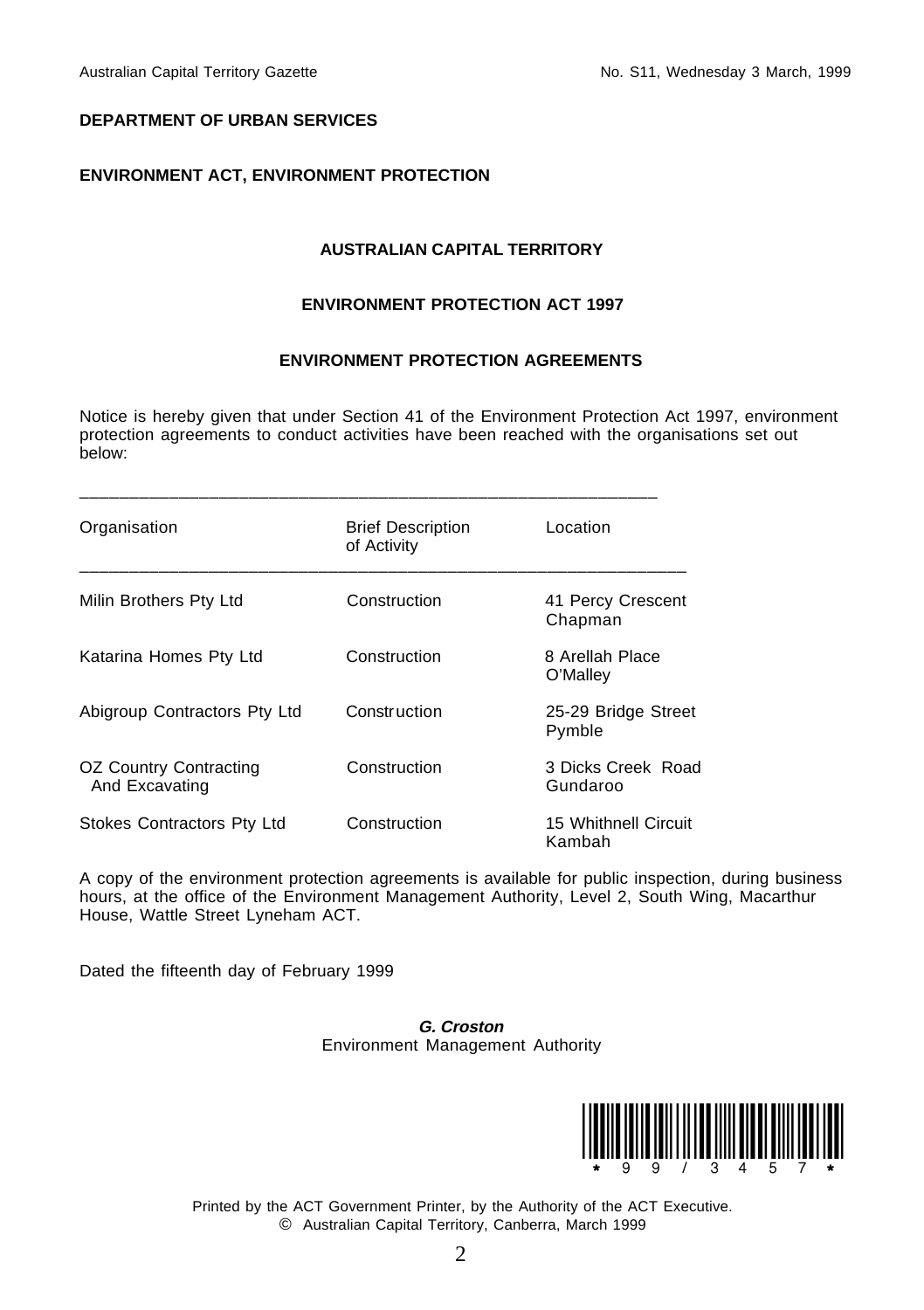**DEPARTMENT OF URBAN SERVICES**

**ENVIRONMENT ACT, ENVIRONMENT PROTECTION**

**AUSTRALIAN CAPITAL TERRITORY**

**ENVIRONMENT PROTECTION ACT 1997**

**ENVIRONMENT PROTECTION AGREEMENTS**

Notice is hereby given that under Section 41 of the Environment Protection Act 1997, environment protection agreements to conduct activities have been reached with the organisations set out below:

| Organisation | Brief Description of Activity | Location |
|---|---|---|
| Milin Brothers Pty Ltd | Construction | 41 Percy Crescent Chapman |
| Katarina Homes Pty Ltd | Construction | 8 Arellah Place O'Malley |
| Abigroup Contractors Pty Ltd | Construction | 25-29 Bridge Street Pymble |
| OZ Country Contracting And Excavating | Construction | 3 Dicks Creek Road Gundaroo |
| Stokes Contractors Pty Ltd | Construction | 15 Whithnell Circuit Kambah |

A copy of the environment protection agreements is available for public inspection, during business hours, at the office of the Environment Management Authority, Level 2, South Wing, Macarthur House, Wattle Street Lyneham ACT.

Dated the fifteenth day of February 1999

***G. Croston***
Environment Management Authority

Printed by the ACT Government Printer, by the Authority of the ACT Executive.
© Australian Capital Territory, Canberra, March 1999